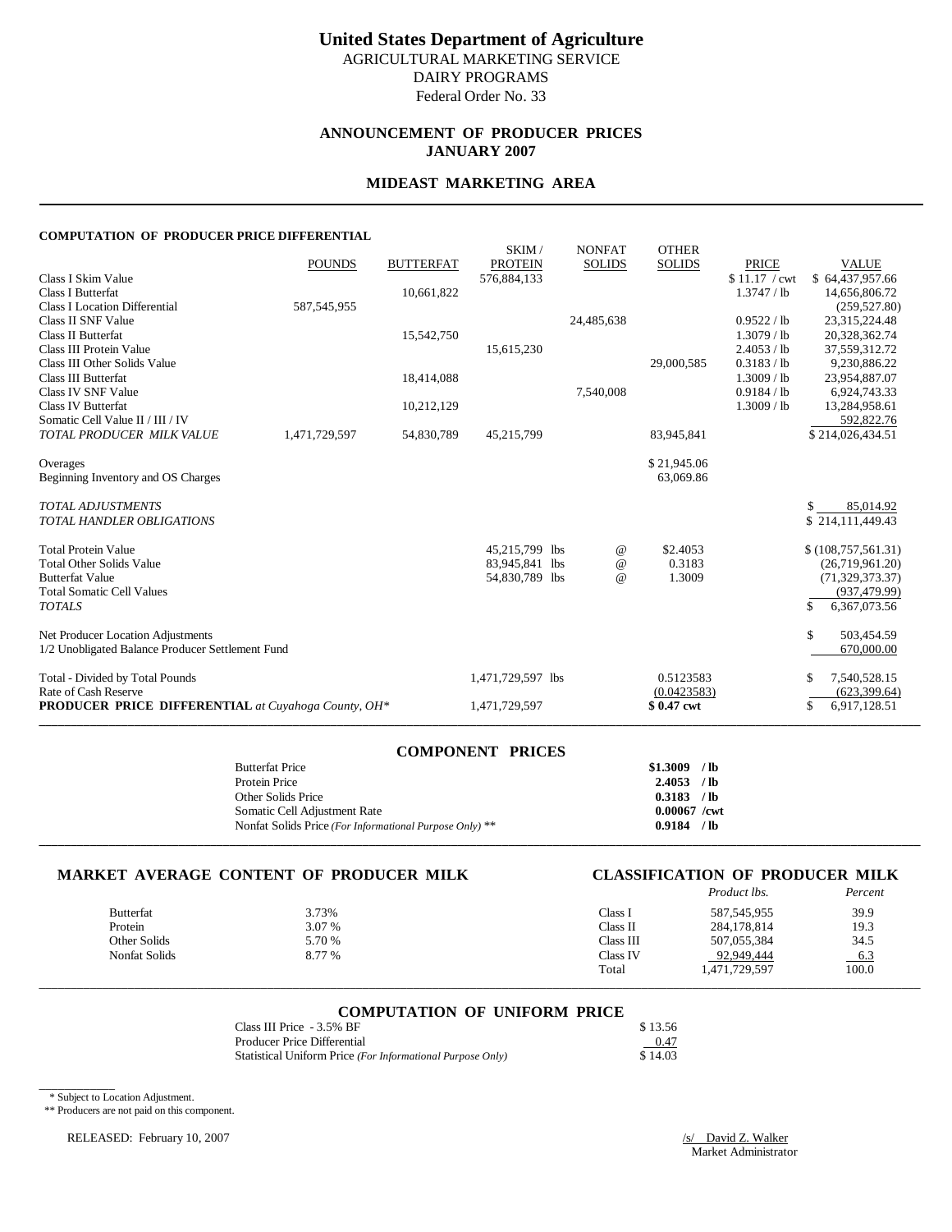# United States Department of Agriculture

AGRICULTURAL MARKETING SERVICE
DAIRY PROGRAMS
Federal Order No. 33

## ANNOUNCEMENT OF PRODUCER PRICES
## JANUARY 2007

## MIDEAST MARKETING AREA

### COMPUTATION OF PRODUCER PRICE DIFFERENTIAL

| | POUNDS | BUTTERFAT | SKIM / PROTEIN | NONFAT SOLIDS | OTHER SOLIDS | PRICE | VALUE |
|---|---|---|---|---|---|---|---|
| Class I Skim Value | | | 576,884,133 | | | $ 11.17 / cwt | $ 64,437,957.66 |
| Class I Butterfat | | 10,661,822 | | | | 1.3747 / lb | 14,656,806.72 |
| Class I Location Differential | 587,545,955 | | | | | | (259,527.80) |
| Class II SNF Value | | | | 24,485,638 | | 0.9522 / lb | 23,315,224.48 |
| Class II Butterfat | | 15,542,750 | | | | 1.3079 / lb | 20,328,362.74 |
| Class III Protein Value | | | 15,615,230 | | | 2.4053 / lb | 37,559,312.72 |
| Class III Other Solids Value | | | | | 29,000,585 | 0.3183 / lb | 9,230,886.22 |
| Class III Butterfat | | 18,414,088 | | | | 1.3009 / lb | 23,954,887.07 |
| Class IV SNF Value | | | | 7,540,008 | | 0.9184 / lb | 6,924,743.33 |
| Class IV Butterfat | | 10,212,129 | | | | 1.3009 / lb | 13,284,958.61 |
| Somatic Cell Value II / III / IV | | | | | | | 592,822.76 |
| *TOTAL PRODUCER MILK VALUE* | 1,471,729,597 | 54,830,789 | 45,215,799 | | 83,945,841 | | $ 214,026,434.51 |
| Overages | | | | | $ 21,945.06 | | |
| Beginning Inventory and OS Charges | | | | | 63,069.86 | | |
| *TOTAL ADJUSTMENTS* | | | | | | | $ 85,014.92 |
| *TOTAL HANDLER OBLIGATIONS* | | | | | | | $ 214,111,449.43 |
| Total Protein Value | | | 45,215,799 lbs | @ | $2.4053 | | $ (108,757,561.31) |
| Total Other Solids Value | | | 83,945,841 lbs | @ | 0.3183 | | (26,719,961.20) |
| Butterfat Value | | | 54,830,789 lbs | @ | 1.3009 | | (71,329,373.37) |
| Total Somatic Cell Values | | | | | | | (937,479.99) |
| *TOTALS* | | | | | | | $ 6,367,073.56 |
| Net Producer Location Adjustments | | | | | | | $ 503,454.59 |
| 1/2 Unobligated Balance Producer Settlement Fund | | | | | | | 670,000.00 |
| Total - Divided by Total Pounds | | | 1,471,729,597 lbs | | 0.5123583 | | $ 7,540,528.15 |
| Rate of Cash Reserve | | | | | (0.0423583) | | (623,399.64) |
| **PRODUCER PRICE DIFFERENTIAL** *at Cuyahoga County, OH** | | | 1,471,729,597 | | **$ 0.47 cwt** | | $ 6,917,128.51 |

### COMPONENT PRICES

| | |
|---|---|
| Butterfat Price | **$1.3009 / lb** |
| Protein Price | **2.4053 / lb** |
| Other Solids Price | **0.3183 / lb** |
| Somatic Cell Adjustment Rate | **0.00067 /cwt** |
| Nonfat Solids Price *(For Informational Purpose Only)* ** | **0.9184 / lb** |

### MARKET AVERAGE CONTENT OF PRODUCER MILK

| | |
|---|---|
| Butterfat | 3.73% |
| Protein | 3.07 % |
| Other Solids | 5.70 % |
| Nonfat Solids | 8.77 % |

### CLASSIFICATION OF PRODUCER MILK

| | *Product lbs.* | *Percent* |
|---|---|---|
| Class I | 587,545,955 | 39.9 |
| Class II | 284,178,814 | 19.3 |
| Class III | 507,055,384 | 34.5 |
| Class IV | 92,949,444 | 6.3 |
| Total | 1,471,729,597 | 100.0 |

### COMPUTATION OF UNIFORM PRICE

| | |
|---|---|
| Class III Price - 3.5% BF | $ 13.56 |
| Producer Price Differential | 0.47 |
| Statistical Uniform Price *(For Informational Purpose Only)* | $ 14.03 |

\* Subject to Location Adjustment.

\** Producers are not paid on this component.

RELEASED: February 10, 2007

/s/ David Z. Walker
Market Administrator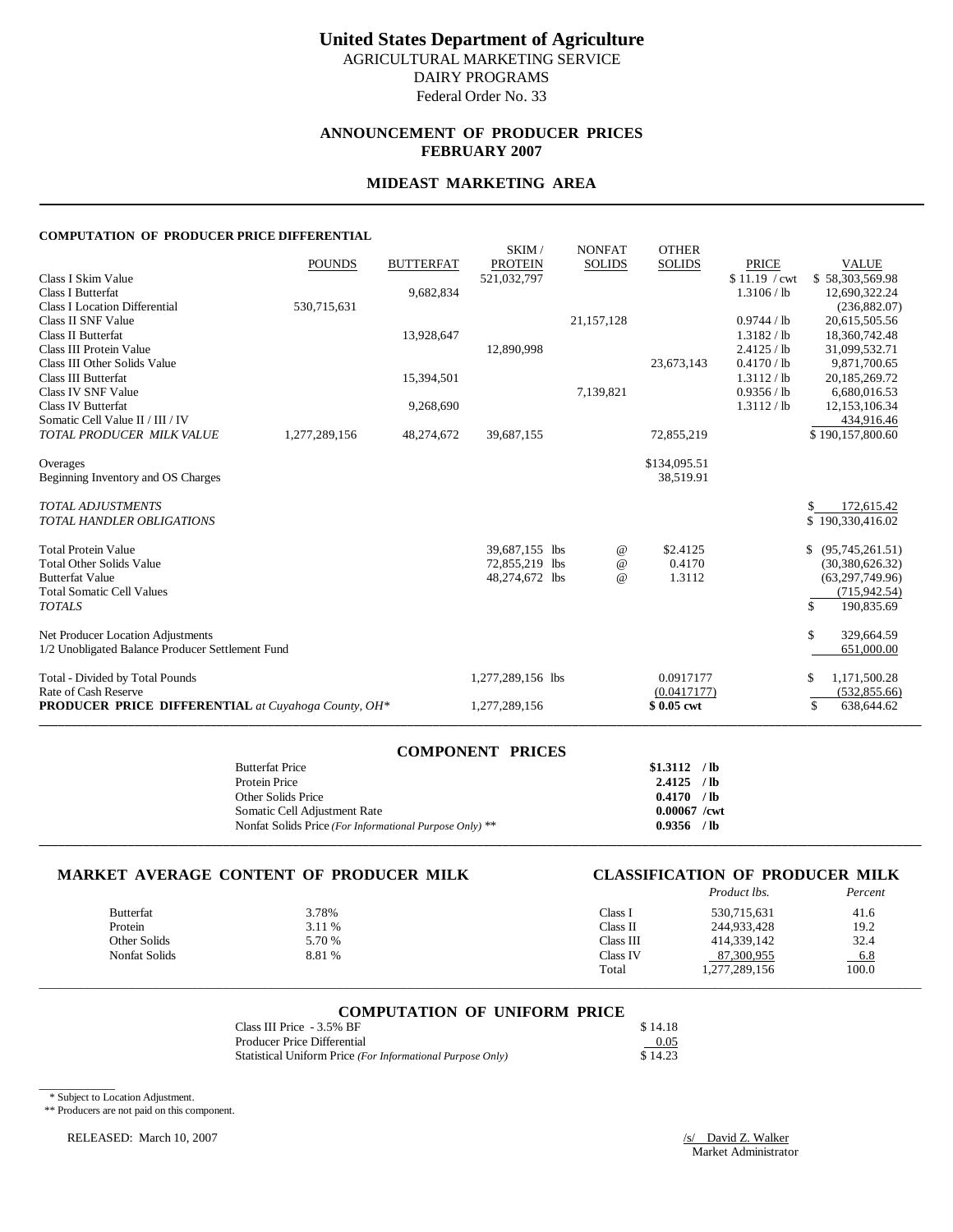# United States Department of Agriculture

AGRICULTURAL MARKETING SERVICE
DAIRY PROGRAMS
Federal Order No. 33

## ANNOUNCEMENT OF PRODUCER PRICES
## FEBRUARY 2007

## MIDEAST MARKETING AREA

### COMPUTATION OF PRODUCER PRICE DIFFERENTIAL

| | POUNDS | BUTTERFAT | SKIM / PROTEIN | NONFAT SOLIDS | OTHER SOLIDS | PRICE | VALUE |
|---|---|---|---|---|---|---|---|
| Class I Skim Value | | | 521,032,797 | | | $ 11.19 / cwt | $ 58,303,569.98 |
| Class I Butterfat | | 9,682,834 | | | | 1.3106 / lb | 12,690,322.24 |
| Class I Location Differential | 530,715,631 | | | | | | (236,882.07) |
| Class II SNF Value | | | | 21,157,128 | | 0.9744 / lb | 20,615,505.56 |
| Class II Butterfat | | 13,928,647 | | | | 1.3182 / lb | 18,360,742.48 |
| Class III Protein Value | | | 12,890,998 | | | 2.4125 / lb | 31,099,532.71 |
| Class III Other Solids Value | | | | | 23,673,143 | 0.4170 / lb | 9,871,700.65 |
| Class III Butterfat | | 15,394,501 | | | | 1.3112 / lb | 20,185,269.72 |
| Class IV SNF Value | | | | 7,139,821 | | 0.9356 / lb | 6,680,016.53 |
| Class IV Butterfat | | 9,268,690 | | | | 1.3112 / lb | 12,153,106.34 |
| Somatic Cell Value II / III / IV | | | | | | | 434,916.46 |
| *TOTAL PRODUCER MILK VALUE* | 1,277,289,156 | 48,274,672 | 39,687,155 | | 72,855,219 | | $ 190,157,800.60 |
| Overages | | | | | $134,095.51 | | |
| Beginning Inventory and OS Charges | | | | | 38,519.91 | | |
| *TOTAL ADJUSTMENTS* | | | | | | | $ 172,615.42 |
| *TOTAL HANDLER OBLIGATIONS* | | | | | | | $ 190,330,416.02 |
| Total Protein Value | | | 39,687,155 lbs | @ | $2.4125 | | $ (95,745,261.51) |
| Total Other Solids Value | | | 72,855,219 lbs | @ | 0.4170 | | (30,380,626.32) |
| Butterfat Value | | | 48,274,672 lbs | @ | 1.3112 | | (63,297,749.96) |
| Total Somatic Cell Values | | | | | | | (715,942.54) |
| *TOTALS* | | | | | | | $ 190,835.69 |
| Net Producer Location Adjustments | | | | | | | $ 329,664.59 |
| 1/2 Unobligated Balance Producer Settlement Fund | | | | | | | 651,000.00 |
| Total - Divided by Total Pounds | | | 1,277,289,156 lbs | | 0.0917177 | | $ 1,171,500.28 |
| Rate of Cash Reserve | | | | | (0.0417177) | | (532,855.66) |
| **PRODUCER PRICE DIFFERENTIAL** *at Cuyahoga County, OH** | | | 1,277,289,156 | | **$ 0.05 cwt** | | $ 638,644.62 |

### COMPONENT PRICES

| | |
|---|---|
| Butterfat Price | **$1.3112 / lb** |
| Protein Price | **2.4125 / lb** |
| Other Solids Price | **0.4170 / lb** |
| Somatic Cell Adjustment Rate | **0.00067 /cwt** |
| Nonfat Solids Price *(For Informational Purpose Only)* ** | **0.9356 / lb** |

### MARKET AVERAGE CONTENT OF PRODUCER MILK

| | |
|---|---|
| Butterfat | 3.78% |
| Protein | 3.11 % |
| Other Solids | 5.70 % |
| Nonfat Solids | 8.81 % |

### CLASSIFICATION OF PRODUCER MILK

| | *Product lbs.* | *Percent* |
|---|---|---|
| Class I | 530,715,631 | 41.6 |
| Class II | 244,933,428 | 19.2 |
| Class III | 414,339,142 | 32.4 |
| Class IV | 87,300,955 | 6.8 |
| Total | 1,277,289,156 | 100.0 |

### COMPUTATION OF UNIFORM PRICE

| | |
|---|---|
| Class III Price - 3.5% BF | $ 14.18 |
| Producer Price Differential | 0.05 |
| Statistical Uniform Price *(For Informational Purpose Only)* | $ 14.23 |

\* Subject to Location Adjustment.

** Producers are not paid on this component.

RELEASED: March 10, 2007

/s/ David Z. Walker
Market Administrator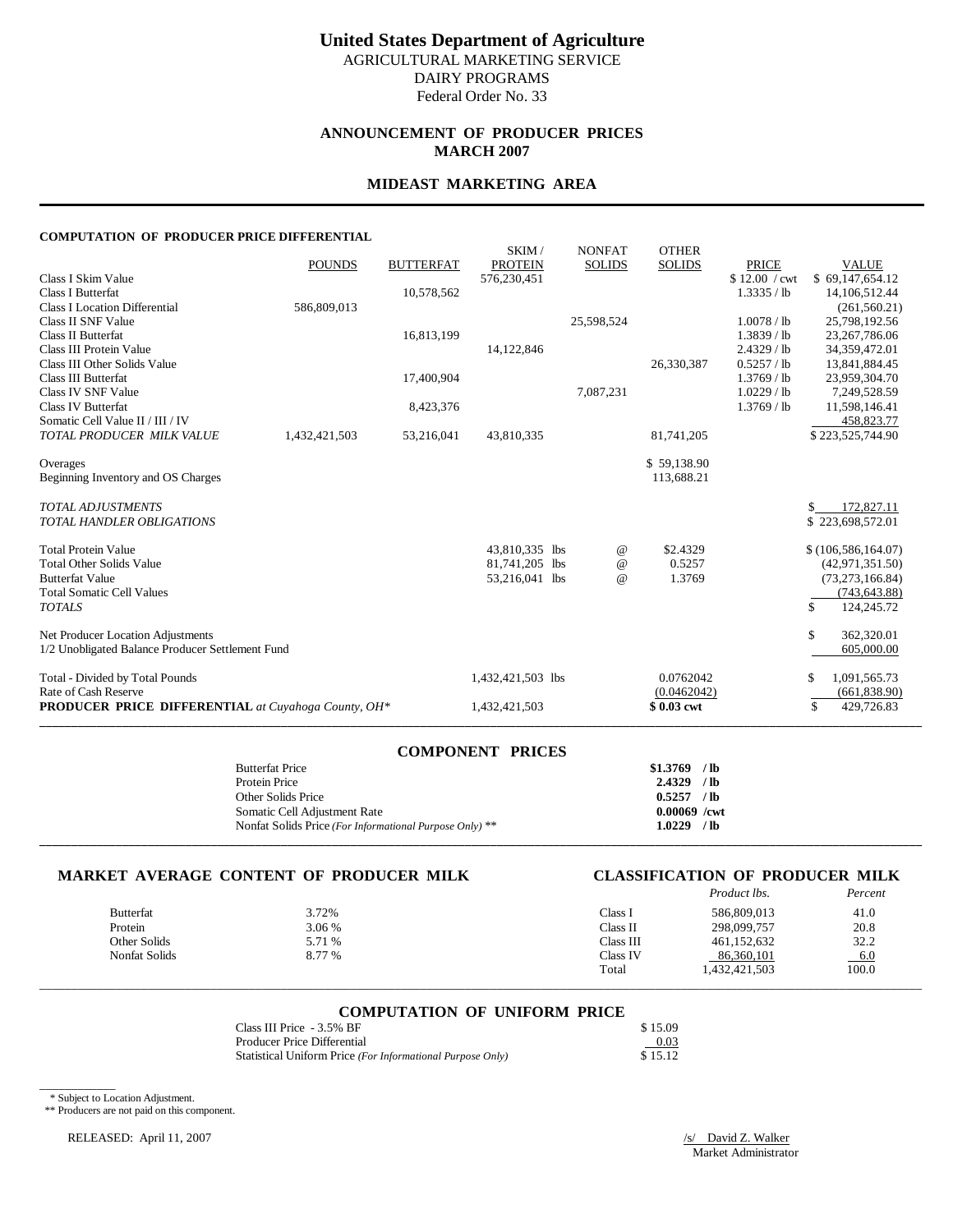# United States Department of Agriculture

AGRICULTURAL MARKETING SERVICE
DAIRY PROGRAMS
Federal Order No. 33

## ANNOUNCEMENT OF PRODUCER PRICES
## MARCH 2007

## MIDEAST MARKETING AREA

### COMPUTATION OF PRODUCER PRICE DIFFERENTIAL

| | POUNDS | BUTTERFAT | SKIM / PROTEIN | NONFAT SOLIDS | OTHER SOLIDS | PRICE | VALUE |
|---|---|---|---|---|---|---|---|
| Class I Skim Value | | | 576,230,451 | | | $ 12.00 / cwt | $ 69,147,654.12 |
| Class I Butterfat | | 10,578,562 | | | | 1.3335 / lb | 14,106,512.44 |
| Class I Location Differential | 586,809,013 | | | | | | (261,560.21) |
| Class II SNF Value | | | | 25,598,524 | | 1.0078 / lb | 25,798,192.56 |
| Class II Butterfat | | 16,813,199 | | | | 1.3839 / lb | 23,267,786.06 |
| Class III Protein Value | | | 14,122,846 | | | 2.4329 / lb | 34,359,472.01 |
| Class III Other Solids Value | | | | | 26,330,387 | 0.5257 / lb | 13,841,884.45 |
| Class III Butterfat | | 17,400,904 | | | | 1.3769 / lb | 23,959,304.70 |
| Class IV SNF Value | | | | 7,087,231 | | 1.0229 / lb | 7,249,528.59 |
| Class IV Butterfat | | 8,423,376 | | | | 1.3769 / lb | 11,598,146.41 |
| Somatic Cell Value II / III / IV | | | | | | | 458,823.77 |
| *TOTAL PRODUCER MILK VALUE* | 1,432,421,503 | 53,216,041 | 43,810,335 | | 81,741,205 | | $ 223,525,744.90 |
| Overages | | | | | $ 59,138.90 | | |
| Beginning Inventory and OS Charges | | | | | 113,688.21 | | |
| *TOTAL ADJUSTMENTS* | | | | | | | $ 172,827.11 |
| *TOTAL HANDLER OBLIGATIONS* | | | | | | | $ 223,698,572.01 |
| Total Protein Value | | | 43,810,335 lbs | @ | $2.4329 | | $ (106,586,164.07) |
| Total Other Solids Value | | | 81,741,205 lbs | @ | 0.5257 | | (42,971,351.50) |
| Butterfat Value | | | 53,216,041 lbs | @ | 1.3769 | | (73,273,166.84) |
| Total Somatic Cell Values | | | | | | | (743,643.88) |
| *TOTALS* | | | | | | | $ 124,245.72 |
| Net Producer Location Adjustments | | | | | | | $ 362,320.01 |
| 1/2 Unobligated Balance Producer Settlement Fund | | | | | | | 605,000.00 |
| Total - Divided by Total Pounds | | | 1,432,421,503 lbs | | 0.0762042 | | $ 1,091,565.73 |
| Rate of Cash Reserve | | | | | (0.0462042) | | (661,838.90) |
| **PRODUCER PRICE DIFFERENTIAL** *at Cuyahoga County, OH\** | | | 1,432,421,503 | | **$ 0.03 cwt** | | $ 429,726.83 |

### COMPONENT PRICES

| | |
|---|---|
| Butterfat Price | **$1.3769 / lb** |
| Protein Price | **2.4329 / lb** |
| Other Solids Price | **0.5257 / lb** |
| Somatic Cell Adjustment Rate | **0.00069 /cwt** |
| Nonfat Solids Price *(For Informational Purpose Only)* ** | **1.0229 / lb** |

### MARKET AVERAGE CONTENT OF PRODUCER MILK

| | |
|---|---|
| Butterfat | 3.72% |
| Protein | 3.06 % |
| Other Solids | 5.71 % |
| Nonfat Solids | 8.77 % |

### CLASSIFICATION OF PRODUCER MILK

| | *Product lbs.* | *Percent* |
|---|---|---|
| Class I | 586,809,013 | 41.0 |
| Class II | 298,099,757 | 20.8 |
| Class III | 461,152,632 | 32.2 |
| Class IV | 86,360,101 | 6.0 |
| Total | 1,432,421,503 | 100.0 |

### COMPUTATION OF UNIFORM PRICE

| | |
|---|---|
| Class III Price - 3.5% BF | $ 15.09 |
| Producer Price Differential | 0.03 |
| Statistical Uniform Price *(For Informational Purpose Only)* | $ 15.12 |

\* Subject to Location Adjustment.
** Producers are not paid on this component.

RELEASED: April 11, 2007

/s/ David Z. Walker
Market Administrator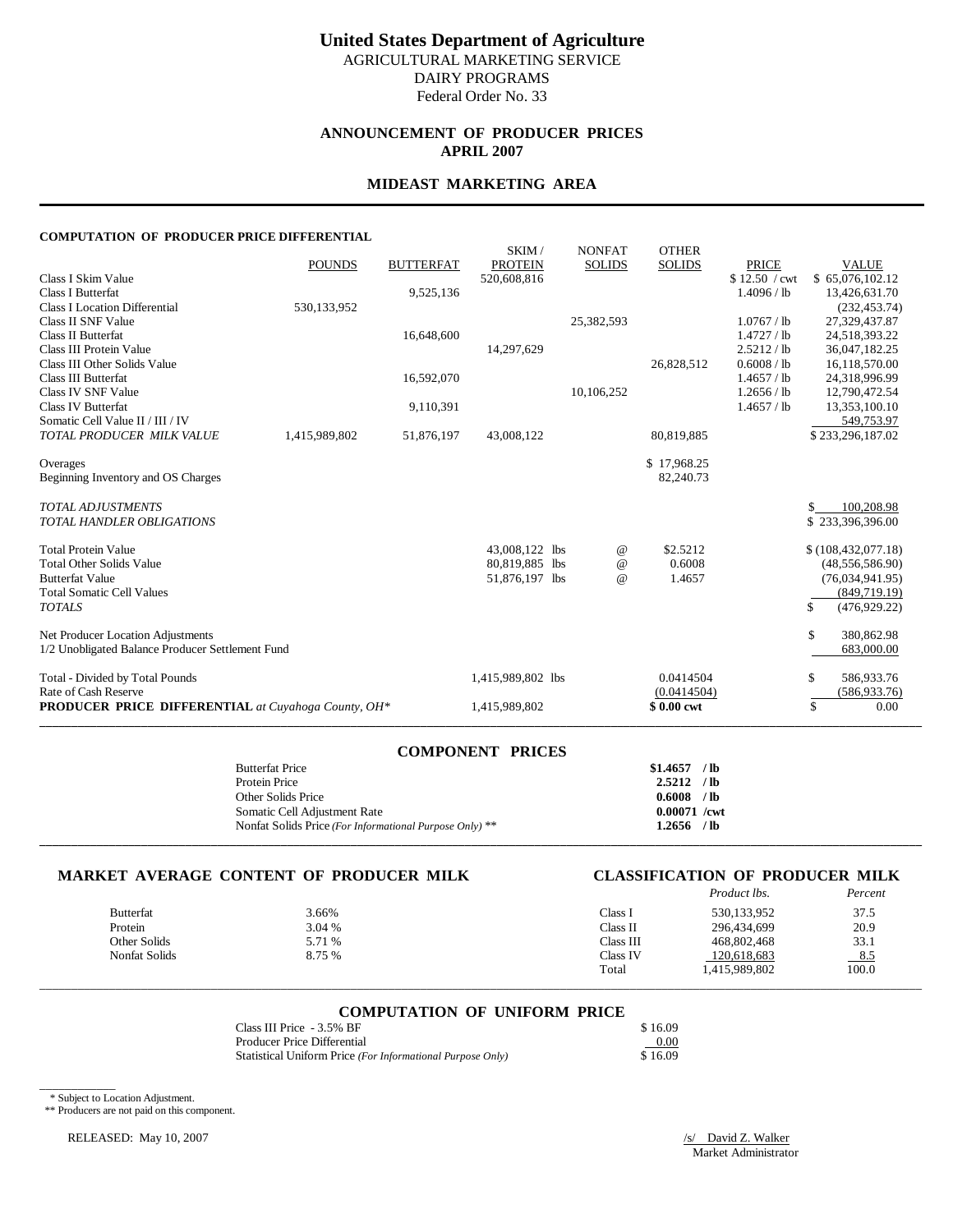# United States Department of Agriculture

AGRICULTURAL MARKETING SERVICE
DAIRY PROGRAMS
Federal Order No. 33

## ANNOUNCEMENT OF PRODUCER PRICES
## APRIL 2007

## MIDEAST MARKETING AREA

### COMPUTATION OF PRODUCER PRICE DIFFERENTIAL

| | POUNDS | BUTTERFAT | SKIM / PROTEIN | NONFAT SOLIDS | OTHER SOLIDS | PRICE | VALUE |
|---|---|---|---|---|---|---|---|
| Class I Skim Value | | | 520,608,816 | | | $ 12.50 / cwt | $ 65,076,102.12 |
| Class I Butterfat | | 9,525,136 | | | | 1.4096 / lb | 13,426,631.70 |
| Class I Location Differential | 530,133,952 | | | | | | (232,453.74) |
| Class II SNF Value | | | | 25,382,593 | | 1.0767 / lb | 27,329,437.87 |
| Class II Butterfat | | 16,648,600 | | | | 1.4727 / lb | 24,518,393.22 |
| Class III Protein Value | | | 14,297,629 | | | 2.5212 / lb | 36,047,182.25 |
| Class III Other Solids Value | | | | | 26,828,512 | 0.6008 / lb | 16,118,570.00 |
| Class III Butterfat | | 16,592,070 | | | | 1.4657 / lb | 24,318,996.99 |
| Class IV SNF Value | | | | 10,106,252 | | 1.2656 / lb | 12,790,472.54 |
| Class IV Butterfat | | 9,110,391 | | | | 1.4657 / lb | 13,353,100.10 |
| Somatic Cell Value II / III / IV | | | | | | | 549,753.97 |
| *TOTAL PRODUCER MILK VALUE* | 1,415,989,802 | 51,876,197 | 43,008,122 | | 80,819,885 | | $ 233,296,187.02 |
| Overages | | | | | $ 17,968.25 | | |
| Beginning Inventory and OS Charges | | | | | 82,240.73 | | |
| *TOTAL ADJUSTMENTS* | | | | | | | $ 100,208.98 |
| *TOTAL HANDLER OBLIGATIONS* | | | | | | | $ 233,396,396.00 |
| Total Protein Value | | | 43,008,122 lbs | @ | $2.5212 | | $ (108,432,077.18) |
| Total Other Solids Value | | | 80,819,885 lbs | @ | 0.6008 | | (48,556,586.90) |
| Butterfat Value | | | 51,876,197 lbs | @ | 1.4657 | | (76,034,941.95) |
| Total Somatic Cell Values | | | | | | | (849,719.19) |
| *TOTALS* | | | | | | | $ (476,929.22) |
| Net Producer Location Adjustments | | | | | | | $ 380,862.98 |
| 1/2 Unobligated Balance Producer Settlement Fund | | | | | | | 683,000.00 |
| Total - Divided by Total Pounds | | | 1,415,989,802 lbs | | 0.0414504 | | $ 586,933.76 |
| Rate of Cash Reserve | | | | | (0.0414504) | | (586,933.76) |
| **PRODUCER PRICE DIFFERENTIAL** *at Cuyahoga County, OH\** | | | 1,415,989,802 | | **$ 0.00 cwt** | | $ 0.00 |

### COMPONENT PRICES

| | |
|---|---|
| Butterfat Price | **$1.4657 / lb** |
| Protein Price | **2.5212 / lb** |
| Other Solids Price | **0.6008 / lb** |
| Somatic Cell Adjustment Rate | **0.00071 /cwt** |
| Nonfat Solids Price *(For Informational Purpose Only)* ** | **1.2656 / lb** |

### MARKET AVERAGE CONTENT OF PRODUCER MILK

| | |
|---|---|
| Butterfat | 3.66% |
| Protein | 3.04 % |
| Other Solids | 5.71 % |
| Nonfat Solids | 8.75 % |

### CLASSIFICATION OF PRODUCER MILK

| | *Product lbs.* | *Percent* |
|---|---|---|
| Class I | 530,133,952 | 37.5 |
| Class II | 296,434,699 | 20.9 |
| Class III | 468,802,468 | 33.1 |
| Class IV | 120,618,683 | 8.5 |
| Total | 1,415,989,802 | 100.0 |

### COMPUTATION OF UNIFORM PRICE

| | |
|---|---|
| Class III Price - 3.5% BF | $ 16.09 |
| Producer Price Differential | 0.00 |
| Statistical Uniform Price *(For Informational Purpose Only)* | $ 16.09 |

\* Subject to Location Adjustment.
** Producers are not paid on this component.

RELEASED: May 10, 2007

/s/ David Z. Walker
Market Administrator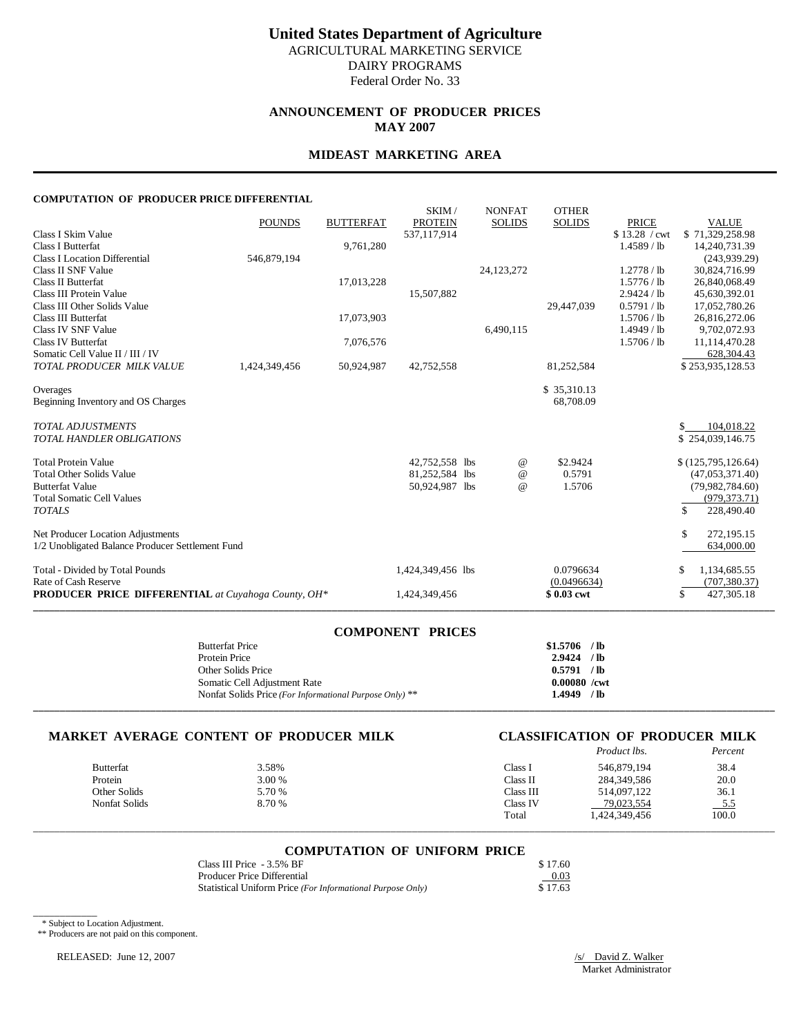# United States Department of Agriculture

AGRICULTURAL MARKETING SERVICE
DAIRY PROGRAMS
Federal Order No. 33

## ANNOUNCEMENT OF PRODUCER PRICES
## MAY 2007

## MIDEAST MARKETING AREA

### COMPUTATION OF PRODUCER PRICE DIFFERENTIAL

| | POUNDS | BUTTERFAT | SKIM / PROTEIN | NONFAT SOLIDS | OTHER SOLIDS | PRICE | VALUE |
|---|---|---|---|---|---|---|---|
| Class I Skim Value | | | 537,117,914 | | | $ 13.28 / cwt | $ 71,329,258.98 |
| Class I Butterfat | | 9,761,280 | | | | 1.4589 / lb | 14,240,731.39 |
| Class I Location Differential | 546,879,194 | | | | | | (243,939.29) |
| Class II SNF Value | | | | 24,123,272 | | 1.2778 / lb | 30,824,716.99 |
| Class II Butterfat | | 17,013,228 | | | | 1.5776 / lb | 26,840,068.49 |
| Class III Protein Value | | | 15,507,882 | | | 2.9424 / lb | 45,630,392.01 |
| Class III Other Solids Value | | | | | 29,447,039 | 0.5791 / lb | 17,052,780.26 |
| Class III Butterfat | | 17,073,903 | | | | 1.5706 / lb | 26,816,272.06 |
| Class IV SNF Value | | | | 6,490,115 | | 1.4949 / lb | 9,702,072.93 |
| Class IV Butterfat | | 7,076,576 | | | | 1.5706 / lb | 11,114,470.28 |
| Somatic Cell Value II / III / IV | | | | | | | 628,304.43 |
| *TOTAL PRODUCER MILK VALUE* | 1,424,349,456 | 50,924,987 | 42,752,558 | | 81,252,584 | | $ 253,935,128.53 |
| Overages | | | | | $ 35,310.13 | | |
| Beginning Inventory and OS Charges | | | | | 68,708.09 | | |
| *TOTAL ADJUSTMENTS* | | | | | | | $ 104,018.22 |
| *TOTAL HANDLER OBLIGATIONS* | | | | | | | $ 254,039,146.75 |
| Total Protein Value | | | 42,752,558 lbs | @ | $2.9424 | | $ (125,795,126.64) |
| Total Other Solids Value | | | 81,252,584 lbs | @ | 0.5791 | | (47,053,371.40) |
| Butterfat Value | | | 50,924,987 lbs | @ | 1.5706 | | (79,982,784.60) |
| Total Somatic Cell Values | | | | | | | (979,373.71) |
| *TOTALS* | | | | | | | $ 228,490.40 |
| Net Producer Location Adjustments | | | | | | | $ 272,195.15 |
| 1/2 Unobligated Balance Producer Settlement Fund | | | | | | | 634,000.00 |
| Total - Divided by Total Pounds | | | 1,424,349,456 lbs | | 0.0796634 | | $ 1,134,685.55 |
| Rate of Cash Reserve | | | | | (0.0496634) | | (707,380.37) |
| **PRODUCER PRICE DIFFERENTIAL** *at Cuyahoga County, OH\** | | | 1,424,349,456 | | **$ 0.03 cwt** | | $ 427,305.18 |

### COMPONENT PRICES

| | |
|---|---|
| Butterfat Price | **$1.5706 / lb** |
| Protein Price | **2.9424 / lb** |
| Other Solids Price | **0.5791 / lb** |
| Somatic Cell Adjustment Rate | **0.00080 /cwt** |
| Nonfat Solids Price *(For Informational Purpose Only)* ** | **1.4949 / lb** |

### MARKET AVERAGE CONTENT OF PRODUCER MILK

| | |
|---|---|
| Butterfat | 3.58% |
| Protein | 3.00 % |
| Other Solids | 5.70 % |
| Nonfat Solids | 8.70 % |

### CLASSIFICATION OF PRODUCER MILK

| | *Product lbs.* | *Percent* |
|---|---|---|
| Class I | 546,879,194 | 38.4 |
| Class II | 284,349,586 | 20.0 |
| Class III | 514,097,122 | 36.1 |
| Class IV | 79,023,554 | 5.5 |
| Total | 1,424,349,456 | 100.0 |

### COMPUTATION OF UNIFORM PRICE

| | |
|---|---|
| Class III Price - 3.5% BF | $ 17.60 |
| Producer Price Differential | 0.03 |
| Statistical Uniform Price *(For Informational Purpose Only)* | $ 17.63 |

\* Subject to Location Adjustment.
** Producers are not paid on this component.

RELEASED: June 12, 2007

/s/ David Z. Walker
Market Administrator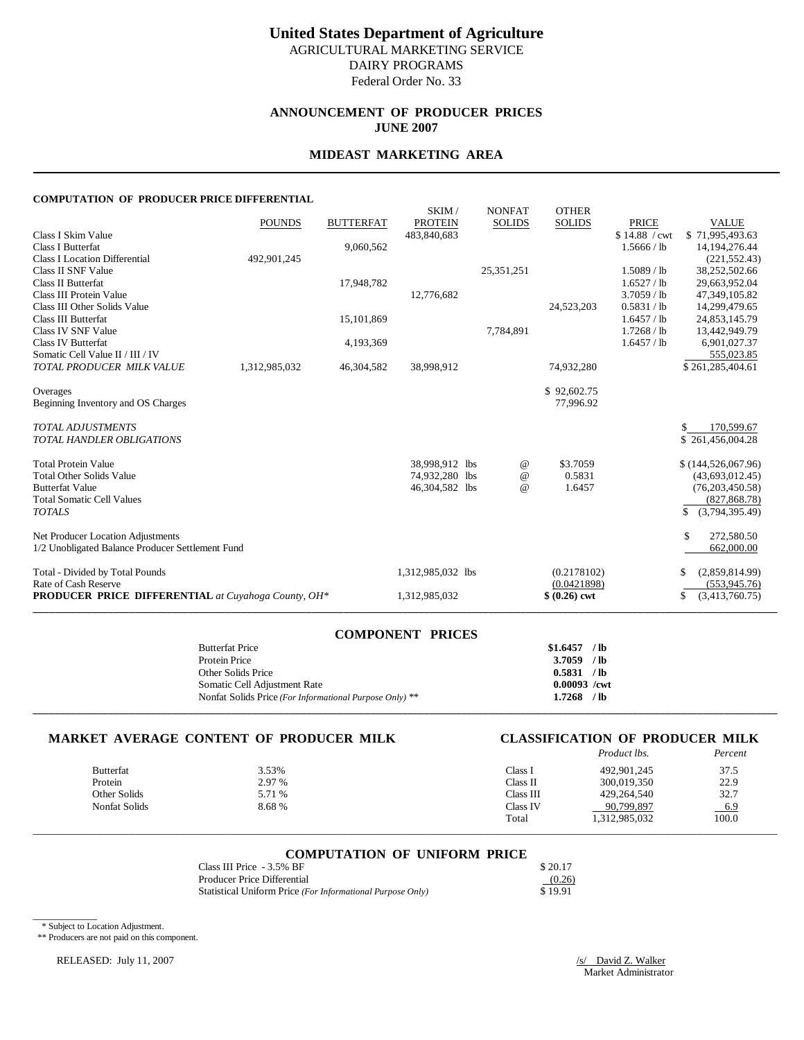# United States Department of Agriculture

AGRICULTURAL MARKETING SERVICE
DAIRY PROGRAMS
Federal Order No. 33

## ANNOUNCEMENT OF PRODUCER PRICES
## JUNE 2007

## MIDEAST MARKETING AREA

### COMPUTATION OF PRODUCER PRICE DIFFERENTIAL

| | POUNDS | BUTTERFAT | SKIM / PROTEIN | NONFAT SOLIDS | OTHER SOLIDS | PRICE | VALUE |
|---|---|---|---|---|---|---|---|
| Class I Skim Value | | | 483,840,683 | | | $ 14.88 / cwt | $ 71,995,493.63 |
| Class I Butterfat | | 9,060,562 | | | | 1.5666 / lb | 14,194,276.44 |
| Class I Location Differential | 492,901,245 | | | | | | (221,552.43) |
| Class II SNF Value | | | | 25,351,251 | | 1.5089 / lb | 38,252,502.66 |
| Class II Butterfat | | 17,948,782 | | | | 1.6527 / lb | 29,663,952.04 |
| Class III Protein Value | | | 12,776,682 | | | 3.7059 / lb | 47,349,105.82 |
| Class III Other Solids Value | | | | | 24,523,203 | 0.5831 / lb | 14,299,479.65 |
| Class III Butterfat | | 15,101,869 | | | | 1.6457 / lb | 24,853,145.79 |
| Class IV SNF Value | | | | 7,784,891 | | 1.7268 / lb | 13,442,949.79 |
| Class IV Butterfat | | 4,193,369 | | | | 1.6457 / lb | 6,901,027.37 |
| Somatic Cell Value II / III / IV | | | | | | | 555,023.85 |
| *TOTAL PRODUCER MILK VALUE* | 1,312,985,032 | 46,304,582 | 38,998,912 | | 74,932,280 | | $ 261,285,404.61 |
| Overages | | | | | $ 92,602.75 | | |
| Beginning Inventory and OS Charges | | | | | 77,996.92 | | |
| *TOTAL ADJUSTMENTS* | | | | | | | $ 170,599.67 |
| *TOTAL HANDLER OBLIGATIONS* | | | | | | | $ 261,456,004.28 |
| Total Protein Value | | | 38,998,912 lbs | @ | $3.7059 | | $ (144,526,067.96) |
| Total Other Solids Value | | | 74,932,280 lbs | @ | 0.5831 | | (43,693,012.45) |
| Butterfat Value | | | 46,304,582 lbs | @ | 1.6457 | | (76,203,450.58) |
| Total Somatic Cell Values | | | | | | | (827,868.78) |
| *TOTALS* | | | | | | | $ (3,794,395.49) |
| Net Producer Location Adjustments | | | | | | | $ 272,580.50 |
| 1/2 Unobligated Balance Producer Settlement Fund | | | | | | | 662,000.00 |
| Total - Divided by Total Pounds | | | 1,312,985,032 lbs | | (0.2178102) | | $ (2,859,814.99) |
| Rate of Cash Reserve | | | | | (0.0421898) | | (553,945.76) |
| **PRODUCER PRICE DIFFERENTIAL** *at Cuyahoga County, OH** | | | 1,312,985,032 | | $ (0.26) cwt | | $ (3,413,760.75) |

### COMPONENT PRICES

| | |
|---|---|
| Butterfat Price | **$1.6457 / lb** |
| Protein Price | **3.7059 / lb** |
| Other Solids Price | **0.5831 / lb** |
| Somatic Cell Adjustment Rate | **0.00093 /cwt** |
| Nonfat Solids Price *(For Informational Purpose Only)* ** | **1.7268 / lb** |

### MARKET AVERAGE CONTENT OF PRODUCER MILK

| | |
|---|---|
| Butterfat | 3.53% |
| Protein | 2.97 % |
| Other Solids | 5.71 % |
| Nonfat Solids | 8.68 % |

### CLASSIFICATION OF PRODUCER MILK

| | *Product lbs.* | *Percent* |
|---|---|---|
| Class I | 492,901,245 | 37.5 |
| Class II | 300,019,350 | 22.9 |
| Class III | 429,264,540 | 32.7 |
| Class IV | 90,799,897 | 6.9 |
| Total | 1,312,985,032 | 100.0 |

### COMPUTATION OF UNIFORM PRICE

| | |
|---|---|
| Class III Price - 3.5% BF | $ 20.17 |
| Producer Price Differential | (0.26) |
| Statistical Uniform Price *(For Informational Purpose Only)* | $ 19.91 |

\* Subject to Location Adjustment.
\*\* Producers are not paid on this component.

RELEASED: July 11, 2007

/s/ David Z. Walker
Market Administrator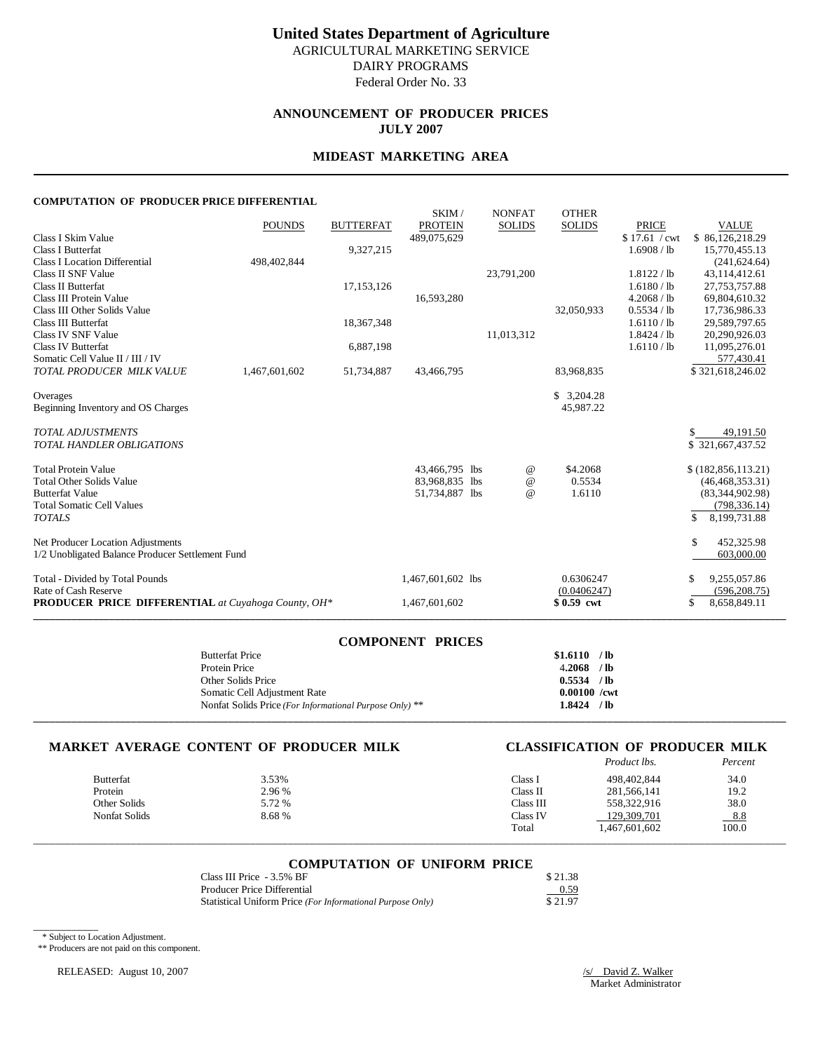# United States Department of Agriculture

AGRICULTURAL MARKETING SERVICE
DAIRY PROGRAMS
Federal Order No. 33

## ANNOUNCEMENT OF PRODUCER PRICES
## JULY 2007

## MIDEAST MARKETING AREA

### COMPUTATION OF PRODUCER PRICE DIFFERENTIAL

| | POUNDS | BUTTERFAT | SKIM / PROTEIN | NONFAT SOLIDS | OTHER SOLIDS | PRICE | VALUE |
|---|---|---|---|---|---|---|---|
| Class I Skim Value | | | 489,075,629 | | | $ 17.61 / cwt | $ 86,126,218.29 |
| Class I Butterfat | | 9,327,215 | | | | 1.6908 / lb | 15,770,455.13 |
| Class I Location Differential | 498,402,844 | | | | | | (241,624.64) |
| Class II SNF Value | | | | 23,791,200 | | 1.8122 / lb | 43,114,412.61 |
| Class II Butterfat | | 17,153,126 | | | | 1.6180 / lb | 27,753,757.88 |
| Class III Protein Value | | | 16,593,280 | | | 4.2068 / lb | 69,804,610.32 |
| Class III Other Solids Value | | | | | 32,050,933 | 0.5534 / lb | 17,736,986.33 |
| Class III Butterfat | | 18,367,348 | | | | 1.6110 / lb | 29,589,797.65 |
| Class IV SNF Value | | | | 11,013,312 | | 1.8424 / lb | 20,290,926.03 |
| Class IV Butterfat | | 6,887,198 | | | | 1.6110 / lb | 11,095,276.01 |
| Somatic Cell Value II / III / IV | | | | | | | 577,430.41 |
| *TOTAL PRODUCER MILK VALUE* | 1,467,601,602 | 51,734,887 | 43,466,795 | | 83,968,835 | | $ 321,618,246.02 |
| Overages | | | | | $ 3,204.28 | | |
| Beginning Inventory and OS Charges | | | | | 45,987.22 | | |
| *TOTAL ADJUSTMENTS* | | | | | | | $ 49,191.50 |
| *TOTAL HANDLER OBLIGATIONS* | | | | | | | $ 321,667,437.52 |
| Total Protein Value | | | 43,466,795 lbs | @ | $4.2068 | | $ (182,856,113.21) |
| Total Other Solids Value | | | 83,968,835 lbs | @ | 0.5534 | | (46,468,353.31) |
| Butterfat Value | | | 51,734,887 lbs | @ | 1.6110 | | (83,344,902.98) |
| Total Somatic Cell Values | | | | | | | (798,336.14) |
| *TOTALS* | | | | | | | $ 8,199,731.88 |
| Net Producer Location Adjustments | | | | | | | $ 452,325.98 |
| 1/2 Unobligated Balance Producer Settlement Fund | | | | | | | 603,000.00 |
| Total - Divided by Total Pounds | | | 1,467,601,602 lbs | | 0.6306247 | | $ 9,255,057.86 |
| Rate of Cash Reserve | | | | | (0.0406247) | | (596,208.75) |
| **PRODUCER PRICE DIFFERENTIAL** *at Cuyahoga County, OH\** | | | 1,467,601,602 | | **$ 0.59 cwt** | | $ 8,658,849.11 |

### COMPONENT PRICES

| | |
|---|---|
| Butterfat Price | **$1.6110 / lb** |
| Protein Price | **4.2068 / lb** |
| Other Solids Price | **0.5534 / lb** |
| Somatic Cell Adjustment Rate | **0.00100 /cwt** |
| Nonfat Solids Price *(For Informational Purpose Only)* ** | **1.8424 / lb** |

### MARKET AVERAGE CONTENT OF PRODUCER MILK

| | |
|---|---|
| Butterfat | 3.53% |
| Protein | 2.96 % |
| Other Solids | 5.72 % |
| Nonfat Solids | 8.68 % |

### CLASSIFICATION OF PRODUCER MILK

| | *Product lbs.* | *Percent* |
|---|---|---|
| Class I | 498,402,844 | 34.0 |
| Class II | 281,566,141 | 19.2 |
| Class III | 558,322,916 | 38.0 |
| Class IV | 129,309,701 | 8.8 |
| Total | 1,467,601,602 | 100.0 |

### COMPUTATION OF UNIFORM PRICE

| | |
|---|---|
| Class III Price - 3.5% BF | $ 21.38 |
| Producer Price Differential | 0.59 |
| Statistical Uniform Price *(For Informational Purpose Only)* | $ 21.97 |

\* Subject to Location Adjustment.
** Producers are not paid on this component.

RELEASED: August 10, 2007

/s/ David Z. Walker
Market Administrator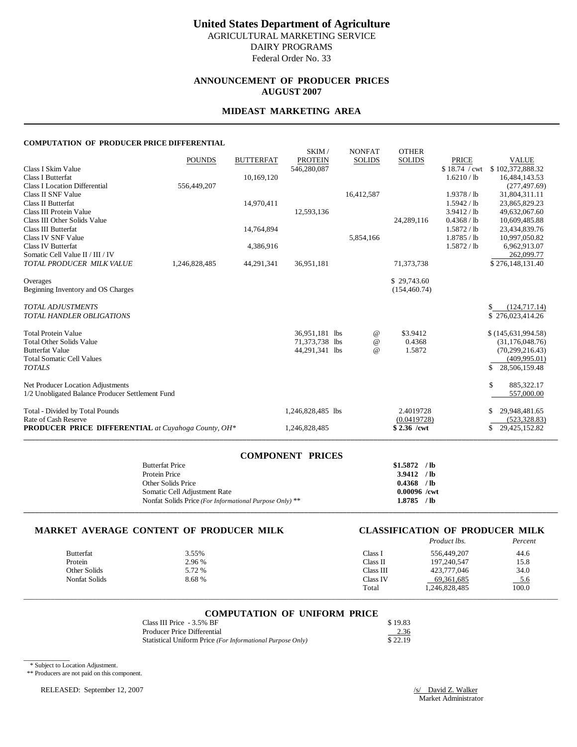# United States Department of Agriculture

AGRICULTURAL MARKETING SERVICE
DAIRY PROGRAMS
Federal Order No. 33

## ANNOUNCEMENT OF PRODUCER PRICES
## AUGUST 2007

## MIDEAST MARKETING AREA

### COMPUTATION OF PRODUCER PRICE DIFFERENTIAL

| | POUNDS | BUTTERFAT | SKIM / PROTEIN | NONFAT SOLIDS | OTHER SOLIDS | PRICE | VALUE |
|---|---|---|---|---|---|---|---|
| Class I Skim Value | | | 546,280,087 | | | $ 18.74 / cwt | $ 102,372,888.32 |
| Class I Butterfat | | 10,169,120 | | | | 1.6210 / lb | 16,484,143.53 |
| Class I Location Differential | 556,449,207 | | | | | | (277,497.69) |
| Class II SNF Value | | | | 16,412,587 | | 1.9378 / lb | 31,804,311.11 |
| Class II Butterfat | | 14,970,411 | | | | 1.5942 / lb | 23,865,829.23 |
| Class III Protein Value | | | 12,593,136 | | | 3.9412 / lb | 49,632,067.60 |
| Class III Other Solids Value | | | | | 24,289,116 | 0.4368 / lb | 10,609,485.88 |
| Class III Butterfat | | 14,764,894 | | | | 1.5872 / lb | 23,434,839.76 |
| Class IV SNF Value | | | | 5,854,166 | | 1.8785 / lb | 10,997,050.82 |
| Class IV Butterfat | | 4,386,916 | | | | 1.5872 / lb | 6,962,913.07 |
| Somatic Cell Value II / III / IV | | | | | | | 262,099.77 |
| *TOTAL PRODUCER MILK VALUE* | 1,246,828,485 | 44,291,341 | 36,951,181 | | 71,373,738 | | $ 276,148,131.40 |
| Overages | | | | | $ 29,743.60 | | |
| Beginning Inventory and OS Charges | | | | | (154,460.74) | | |
| *TOTAL ADJUSTMENTS* | | | | | | | $ (124,717.14) |
| *TOTAL HANDLER OBLIGATIONS* | | | | | | | $ 276,023,414.26 |
| Total Protein Value | | | 36,951,181 lbs | @ | $3.9412 | | $ (145,631,994.58) |
| Total Other Solids Value | | | 71,373,738 lbs | @ | 0.4368 | | (31,176,048.76) |
| Butterfat Value | | | 44,291,341 lbs | @ | 1.5872 | | (70,299,216.43) |
| Total Somatic Cell Values | | | | | | | (409,995.01) |
| *TOTALS* | | | | | | | $ 28,506,159.48 |
| Net Producer Location Adjustments | | | | | | | $ 885,322.17 |
| 1/2 Unobligated Balance Producer Settlement Fund | | | | | | | 557,000.00 |
| Total - Divided by Total Pounds | | | 1,246,828,485 lbs | | 2.4019728 | | $ 29,948,481.65 |
| Rate of Cash Reserve | | | | | (0.0419728) | | (523,328.83) |
| **PRODUCER PRICE DIFFERENTIAL** *at Cuyahoga County, OH\** | | | 1,246,828,485 | | **$ 2.36 /cwt** | | $ 29,425,152.82 |

### COMPONENT PRICES

| | |
|---|---|
| Butterfat Price | **$1.5872 / lb** |
| Protein Price | **3.9412 / lb** |
| Other Solids Price | **0.4368 / lb** |
| Somatic Cell Adjustment Rate | **0.00096 /cwt** |
| Nonfat Solids Price *(For Informational Purpose Only)* ** | **1.8785 / lb** |

### MARKET AVERAGE CONTENT OF PRODUCER MILK

| | |
|---|---|
| Butterfat | 3.55% |
| Protein | 2.96 % |
| Other Solids | 5.72 % |
| Nonfat Solids | 8.68 % |

### CLASSIFICATION OF PRODUCER MILK

| | *Product lbs.* | *Percent* |
|---|---|---|
| Class I | 556,449,207 | 44.6 |
| Class II | 197,240,547 | 15.8 |
| Class III | 423,777,046 | 34.0 |
| Class IV | 69,361,685 | 5.6 |
| Total | 1,246,828,485 | 100.0 |

### COMPUTATION OF UNIFORM PRICE

| | |
|---|---|
| Class III Price - 3.5% BF | $ 19.83 |
| Producer Price Differential | 2.36 |
| Statistical Uniform Price *(For Informational Purpose Only)* | $ 22.19 |

\* Subject to Location Adjustment.

** Producers are not paid on this component.

RELEASED: September 12, 2007

/s/ David Z. Walker
Market Administrator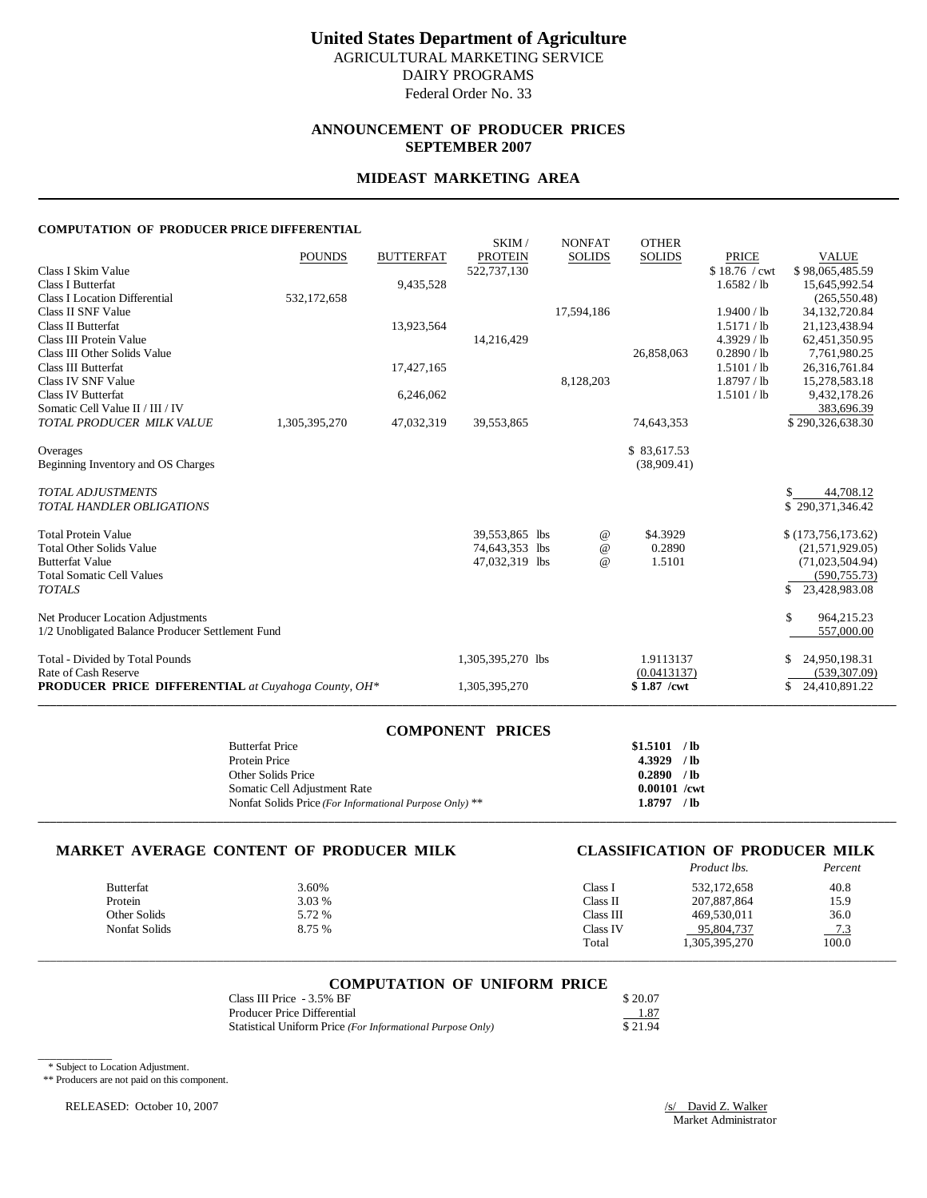# United States Department of Agriculture

AGRICULTURAL MARKETING SERVICE
DAIRY PROGRAMS
Federal Order No. 33

## ANNOUNCEMENT OF PRODUCER PRICES
## SEPTEMBER 2007

## MIDEAST MARKETING AREA

### COMPUTATION OF PRODUCER PRICE DIFFERENTIAL

| | POUNDS | BUTTERFAT | SKIM / PROTEIN | NONFAT SOLIDS | OTHER SOLIDS | PRICE | VALUE |
|---|---|---|---|---|---|---|---|
| Class I Skim Value | | | 522,737,130 | | | $ 18.76 / cwt | $ 98,065,485.59 |
| Class I Butterfat | | 9,435,528 | | | | 1.6582 / lb | 15,645,992.54 |
| Class I Location Differential | 532,172,658 | | | | | | (265,550.48) |
| Class II SNF Value | | | | 17,594,186 | | 1.9400 / lb | 34,132,720.84 |
| Class II Butterfat | | 13,923,564 | | | | 1.5171 / lb | 21,123,438.94 |
| Class III Protein Value | | | 14,216,429 | | | 4.3929 / lb | 62,451,350.95 |
| Class III Other Solids Value | | | | | 26,858,063 | 0.2890 / lb | 7,761,980.25 |
| Class III Butterfat | | 17,427,165 | | | | 1.5101 / lb | 26,316,761.84 |
| Class IV SNF Value | | | | 8,128,203 | | 1.8797 / lb | 15,278,583.18 |
| Class IV Butterfat | | 6,246,062 | | | | 1.5101 / lb | 9,432,178.26 |
| Somatic Cell Value II / III / IV | | | | | | | 383,696.39 |
| *TOTAL PRODUCER MILK VALUE* | 1,305,395,270 | 47,032,319 | 39,553,865 | | 74,643,353 | | $ 290,326,638.30 |
| Overages | | | | | $ 83,617.53 | | |
| Beginning Inventory and OS Charges | | | | | (38,909.41) | | |
| *TOTAL ADJUSTMENTS* | | | | | | | $ 44,708.12 |
| *TOTAL HANDLER OBLIGATIONS* | | | | | | | $ 290,371,346.42 |
| Total Protein Value | | | 39,553,865 lbs | @ | $4.3929 | | $ (173,756,173.62) |
| Total Other Solids Value | | | 74,643,353 lbs | @ | 0.2890 | | (21,571,929.05) |
| Butterfat Value | | | 47,032,319 lbs | @ | 1.5101 | | (71,023,504.94) |
| Total Somatic Cell Values | | | | | | | (590,755.73) |
| *TOTALS* | | | | | | | $ 23,428,983.08 |
| Net Producer Location Adjustments | | | | | | | $ 964,215.23 |
| 1/2 Unobligated Balance Producer Settlement Fund | | | | | | | 557,000.00 |
| Total - Divided by Total Pounds | | | 1,305,395,270 lbs | | 1.9113137 | | $ 24,950,198.31 |
| Rate of Cash Reserve | | | | | (0.0413137) | | (539,307.09) |
| **PRODUCER PRICE DIFFERENTIAL** *at Cuyahoga County, OH\** | | | 1,305,395,270 | | **$ 1.87 /cwt** | | $ 24,410,891.22 |

### COMPONENT PRICES

| | |
|---|---|
| Butterfat Price | **$1.5101 / lb** |
| Protein Price | **4.3929 / lb** |
| Other Solids Price | **0.2890 / lb** |
| Somatic Cell Adjustment Rate | **0.00101 /cwt** |
| Nonfat Solids Price *(For Informational Purpose Only)* ** | **1.8797 / lb** |

### MARKET AVERAGE CONTENT OF PRODUCER MILK

| | |
|---|---|
| Butterfat | 3.60% |
| Protein | 3.03 % |
| Other Solids | 5.72 % |
| Nonfat Solids | 8.75 % |

### CLASSIFICATION OF PRODUCER MILK

| | *Product lbs.* | *Percent* |
|---|---|---|
| Class I | 532,172,658 | 40.8 |
| Class II | 207,887,864 | 15.9 |
| Class III | 469,530,011 | 36.0 |
| Class IV | 95,804,737 | 7.3 |
| Total | 1,305,395,270 | 100.0 |

### COMPUTATION OF UNIFORM PRICE

| | |
|---|---|
| Class III Price - 3.5% BF | $ 20.07 |
| Producer Price Differential | 1.87 |
| Statistical Uniform Price *(For Informational Purpose Only)* | $ 21.94 |

\* Subject to Location Adjustment.
** Producers are not paid on this component.

RELEASED: October 10, 2007

/s/ David Z. Walker
Market Administrator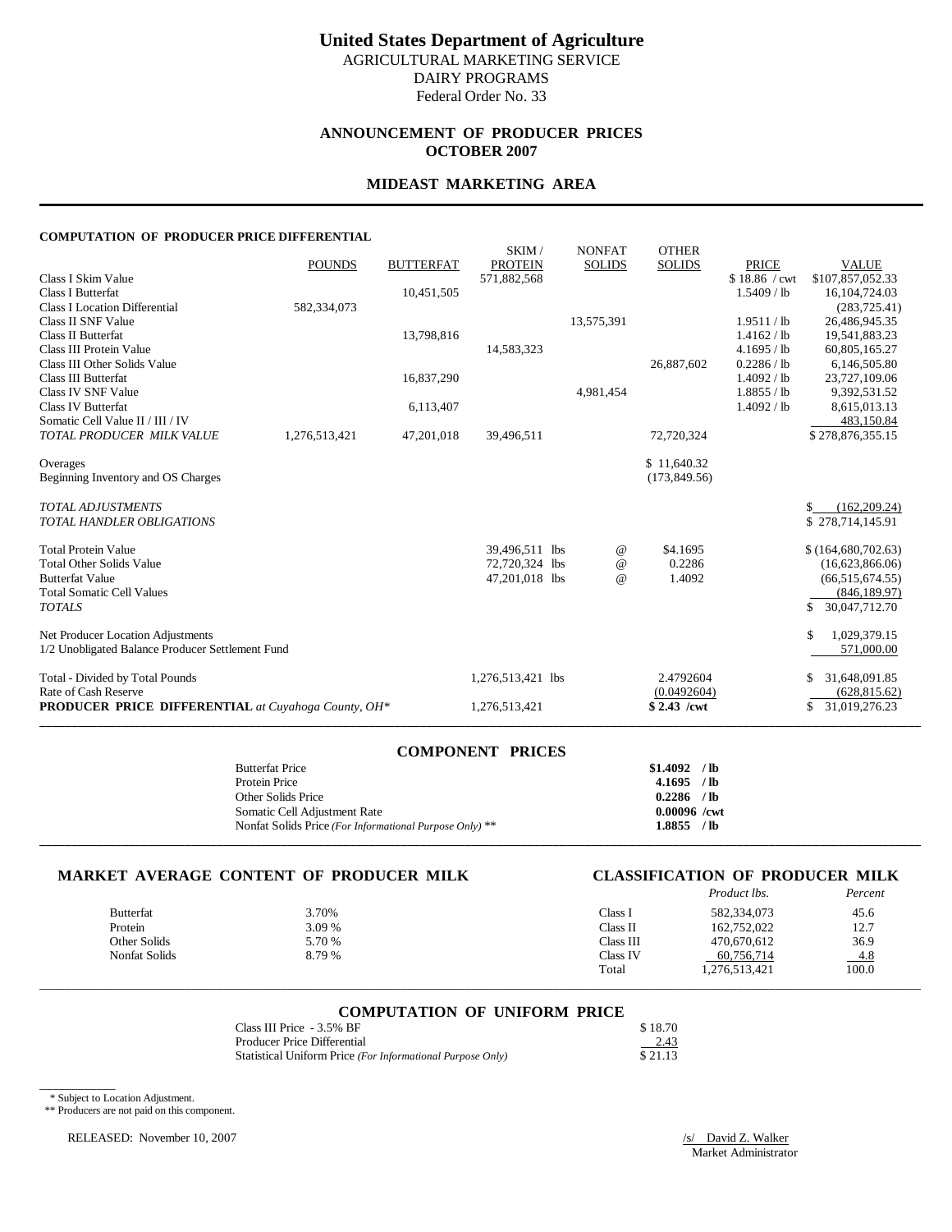# United States Department of Agriculture

AGRICULTURAL MARKETING SERVICE
DAIRY PROGRAMS
Federal Order No. 33

## ANNOUNCEMENT OF PRODUCER PRICES
## OCTOBER 2007

## MIDEAST MARKETING AREA

### COMPUTATION OF PRODUCER PRICE DIFFERENTIAL

| | POUNDS | BUTTERFAT | SKIM / PROTEIN | NONFAT SOLIDS | OTHER SOLIDS | PRICE | VALUE |
|---|---|---|---|---|---|---|---|
| Class I Skim Value | | | 571,882,568 | | | $ 18.86 / cwt | $107,857,052.33 |
| Class I Butterfat | | 10,451,505 | | | | 1.5409 / lb | 16,104,724.03 |
| Class I Location Differential | 582,334,073 | | | | | | (283,725.41) |
| Class II SNF Value | | | | 13,575,391 | | 1.9511 / lb | 26,486,945.35 |
| Class II Butterfat | | 13,798,816 | | | | 1.4162 / lb | 19,541,883.23 |
| Class III Protein Value | | | 14,583,323 | | | 4.1695 / lb | 60,805,165.27 |
| Class III Other Solids Value | | | | | 26,887,602 | 0.2286 / lb | 6,146,505.80 |
| Class III Butterfat | | 16,837,290 | | | | 1.4092 / lb | 23,727,109.06 |
| Class IV SNF Value | | | | 4,981,454 | | 1.8855 / lb | 9,392,531.52 |
| Class IV Butterfat | | 6,113,407 | | | | 1.4092 / lb | 8,615,013.13 |
| Somatic Cell Value II / III / IV | | | | | | | 483,150.84 |
| *TOTAL PRODUCER MILK VALUE* | 1,276,513,421 | 47,201,018 | 39,496,511 | | 72,720,324 | | $ 278,876,355.15 |
| Overages | | | | | $ 11,640.32 | | |
| Beginning Inventory and OS Charges | | | | | (173,849.56) | | |
| *TOTAL ADJUSTMENTS* | | | | | | | $ (162,209.24) |
| *TOTAL HANDLER OBLIGATIONS* | | | | | | | $ 278,714,145.91 |
| Total Protein Value | | | 39,496,511 lbs | @ | $4.1695 | | $ (164,680,702.63) |
| Total Other Solids Value | | | 72,720,324 lbs | @ | 0.2286 | | (16,623,866.06) |
| Butterfat Value | | | 47,201,018 lbs | @ | 1.4092 | | (66,515,674.55) |
| Total Somatic Cell Values | | | | | | | (846,189.97) |
| *TOTALS* | | | | | | | $ 30,047,712.70 |
| Net Producer Location Adjustments | | | | | | | $ 1,029,379.15 |
| 1/2 Unobligated Balance Producer Settlement Fund | | | | | | | 571,000.00 |
| Total - Divided by Total Pounds | | | 1,276,513,421 lbs | | 2.4792604 | | $ 31,648,091.85 |
| Rate of Cash Reserve | | | | | (0.0492604) | | (628,815.62) |
| **PRODUCER PRICE DIFFERENTIAL** *at Cuyahoga County, OH\** | | | 1,276,513,421 | | **$ 2.43 /cwt** | | $ 31,019,276.23 |

### COMPONENT PRICES

| | |
|---|---|
| Butterfat Price | **$1.4092 / lb** |
| Protein Price | **4.1695 / lb** |
| Other Solids Price | **0.2286 / lb** |
| Somatic Cell Adjustment Rate | **0.00096 /cwt** |
| Nonfat Solids Price *(For Informational Purpose Only)* ** | **1.8855 / lb** |

### MARKET AVERAGE CONTENT OF PRODUCER MILK

| | |
|---|---|
| Butterfat | 3.70% |
| Protein | 3.09 % |
| Other Solids | 5.70 % |
| Nonfat Solids | 8.79 % |

### CLASSIFICATION OF PRODUCER MILK

| | *Product lbs.* | *Percent* |
|---|---|---|
| Class I | 582,334,073 | 45.6 |
| Class II | 162,752,022 | 12.7 |
| Class III | 470,670,612 | 36.9 |
| Class IV | 60,756,714 | 4.8 |
| Total | 1,276,513,421 | 100.0 |

### COMPUTATION OF UNIFORM PRICE

| | |
|---|---|
| Class III Price - 3.5% BF | $ 18.70 |
| Producer Price Differential | 2.43 |
| Statistical Uniform Price *(For Informational Purpose Only)* | $ 21.13 |

\* Subject to Location Adjustment.
\** Producers are not paid on this component.

RELEASED: November 10, 2007

/s/ David Z. Walker
Market Administrator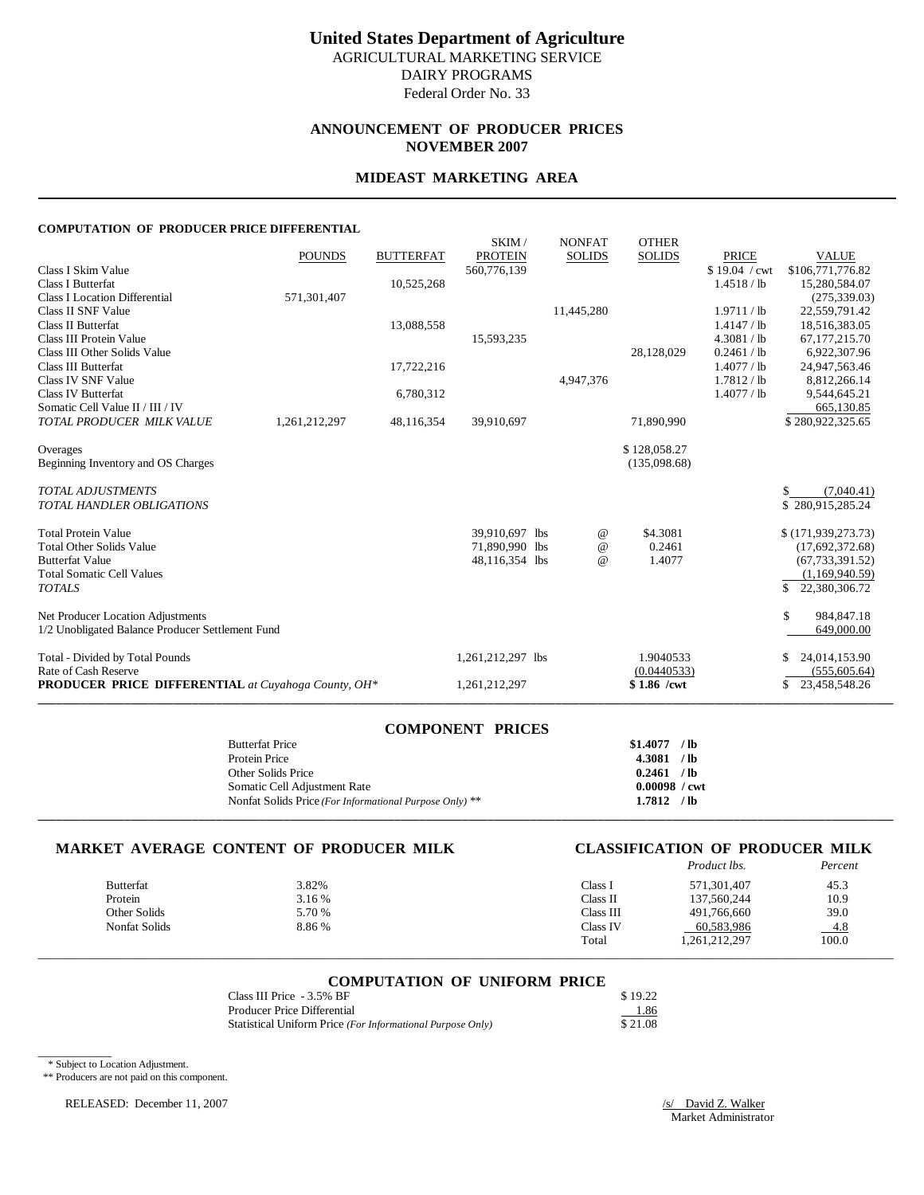# United States Department of Agriculture

AGRICULTURAL MARKETING SERVICE
DAIRY PROGRAMS
Federal Order No. 33

## ANNOUNCEMENT OF PRODUCER PRICES
## NOVEMBER 2007

## MIDEAST MARKETING AREA

### COMPUTATION OF PRODUCER PRICE DIFFERENTIAL

| | POUNDS | BUTTERFAT | SKIM / PROTEIN | NONFAT SOLIDS | OTHER SOLIDS | PRICE | VALUE |
|---|---|---|---|---|---|---|---|
| Class I Skim Value | | | 560,776,139 | | | $ 19.04 / cwt | $106,771,776.82 |
| Class I Butterfat | | 10,525,268 | | | | 1.4518 / lb | 15,280,584.07 |
| Class I Location Differential | 571,301,407 | | | | | | (275,339.03) |
| Class II SNF Value | | | | 11,445,280 | | 1.9711 / lb | 22,559,791.42 |
| Class II Butterfat | | 13,088,558 | | | | 1.4147 / lb | 18,516,383.05 |
| Class III Protein Value | | | 15,593,235 | | | 4.3081 / lb | 67,177,215.70 |
| Class III Other Solids Value | | | | | 28,128,029 | 0.2461 / lb | 6,922,307.96 |
| Class III Butterfat | | 17,722,216 | | | | 1.4077 / lb | 24,947,563.46 |
| Class IV SNF Value | | | | 4,947,376 | | 1.7812 / lb | 8,812,266.14 |
| Class IV Butterfat | | 6,780,312 | | | | 1.4077 / lb | 9,544,645.21 |
| Somatic Cell Value II / III / IV | | | | | | | 665,130.85 |
| *TOTAL PRODUCER MILK VALUE* | 1,261,212,297 | 48,116,354 | 39,910,697 | | 71,890,990 | | $ 280,922,325.65 |
| Overages | | | | | $ 128,058.27 | | |
| Beginning Inventory and OS Charges | | | | | (135,098.68) | | |
| *TOTAL ADJUSTMENTS* | | | | | | | $ (7,040.41) |
| *TOTAL HANDLER OBLIGATIONS* | | | | | | | $ 280,915,285.24 |
| Total Protein Value | | | 39,910,697 lbs | @ | $4.3081 | | $ (171,939,273.73) |
| Total Other Solids Value | | | 71,890,990 lbs | @ | 0.2461 | | (17,692,372.68) |
| Butterfat Value | | | 48,116,354 lbs | @ | 1.4077 | | (67,733,391.52) |
| Total Somatic Cell Values | | | | | | | (1,169,940.59) |
| *TOTALS* | | | | | | | $ 22,380,306.72 |
| Net Producer Location Adjustments | | | | | | | $ 984,847.18 |
| 1/2 Unobligated Balance Producer Settlement Fund | | | | | | | 649,000.00 |
| Total - Divided by Total Pounds | | | 1,261,212,297 lbs | | 1.9040533 | | $ 24,014,153.90 |
| Rate of Cash Reserve | | | | | (0.0440533) | | (555,605.64) |
| **PRODUCER PRICE DIFFERENTIAL** *at Cuyahoga County, OH\** | | | 1,261,212,297 | | **$ 1.86 /cwt** | | $ 23,458,548.26 |

### COMPONENT PRICES

| | |
|---|---|
| Butterfat Price | **$1.4077 / lb** |
| Protein Price | **4.3081 / lb** |
| Other Solids Price | **0.2461 / lb** |
| Somatic Cell Adjustment Rate | **0.00098 / cwt** |
| Nonfat Solids Price *(For Informational Purpose Only)* ** | **1.7812 / lb** |

### MARKET AVERAGE CONTENT OF PRODUCER MILK

| | |
|---|---|
| Butterfat | 3.82% |
| Protein | 3.16 % |
| Other Solids | 5.70 % |
| Nonfat Solids | 8.86 % |

### CLASSIFICATION OF PRODUCER MILK

| | *Product lbs.* | *Percent* |
|---|---|---|
| Class I | 571,301,407 | 45.3 |
| Class II | 137,560,244 | 10.9 |
| Class III | 491,766,660 | 39.0 |
| Class IV | 60,583,986 | 4.8 |
| Total | 1,261,212,297 | 100.0 |

### COMPUTATION OF UNIFORM PRICE

| | |
|---|---|
| Class III Price - 3.5% BF | $ 19.22 |
| Producer Price Differential | 1.86 |
| Statistical Uniform Price *(For Informational Purpose Only)* | $ 21.08 |

\* Subject to Location Adjustment.

** Producers are not paid on this component.

RELEASED: December 11, 2007

/s/ David Z. Walker
Market Administrator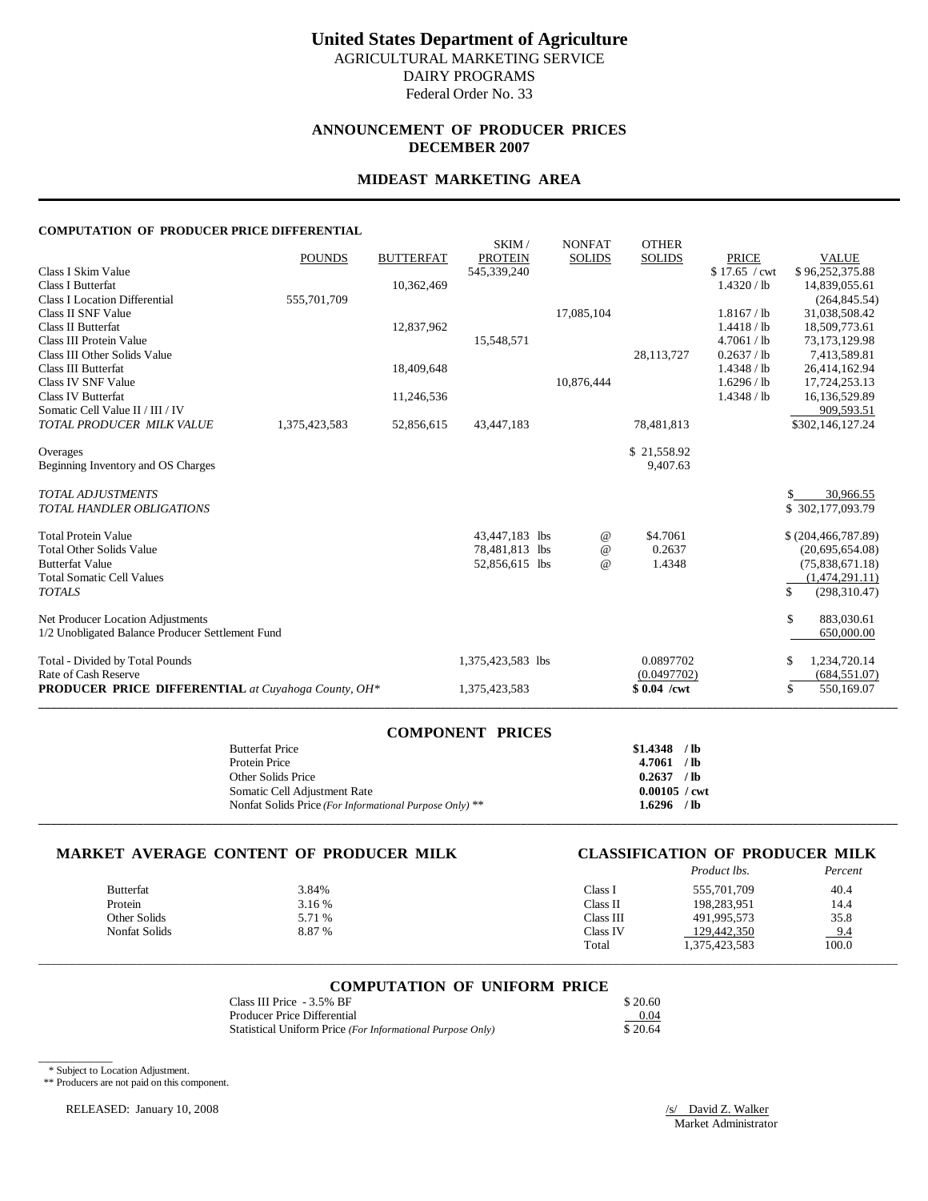# United States Department of Agriculture

AGRICULTURAL MARKETING SERVICE
DAIRY PROGRAMS
Federal Order No. 33

## ANNOUNCEMENT OF PRODUCER PRICES
## DECEMBER 2007

## MIDEAST MARKETING AREA

**COMPUTATION OF PRODUCER PRICE DIFFERENTIAL**

| | POUNDS | BUTTERFAT | SKIM / PROTEIN | NONFAT SOLIDS | OTHER SOLIDS | PRICE | VALUE |
|---|---|---|---|---|---|---|---|
| Class I Skim Value | | | 545,339,240 | | | $ 17.65 / cwt | $ 96,252,375.88 |
| Class I Butterfat | | 10,362,469 | | | | 1.4320 / lb | 14,839,055.61 |
| Class I Location Differential | 555,701,709 | | | | | | (264,845.54) |
| Class II SNF Value | | | | 17,085,104 | | 1.8167 / lb | 31,038,508.42 |
| Class II Butterfat | | 12,837,962 | | | | 1.4418 / lb | 18,509,773.61 |
| Class III Protein Value | | | 15,548,571 | | | 4.7061 / lb | 73,173,129.98 |
| Class III Other Solids Value | | | | | 28,113,727 | 0.2637 / lb | 7,413,589.81 |
| Class III Butterfat | | 18,409,648 | | | | 1.4348 / lb | 26,414,162.94 |
| Class IV SNF Value | | | | 10,876,444 | | 1.6296 / lb | 17,724,253.13 |
| Class IV Butterfat | | 11,246,536 | | | | 1.4348 / lb | 16,136,529.89 |
| Somatic Cell Value II / III / IV | | | | | | | 909,593.51 |
| *TOTAL PRODUCER MILK VALUE* | 1,375,423,583 | 52,856,615 | 43,447,183 | | 78,481,813 | | $302,146,127.24 |
| Overages | | | | | $ 21,558.92 | | |
| Beginning Inventory and OS Charges | | | | | 9,407.63 | | |
| *TOTAL ADJUSTMENTS* | | | | | | | $ 30,966.55 |
| *TOTAL HANDLER OBLIGATIONS* | | | | | | | $ 302,177,093.79 |
| Total Protein Value | | | 43,447,183 lbs | @ | $4.7061 | | $ (204,466,787.89) |
| Total Other Solids Value | | | 78,481,813 lbs | @ | 0.2637 | | (20,695,654.08) |
| Butterfat Value | | | 52,856,615 lbs | @ | 1.4348 | | (75,838,671.18) |
| Total Somatic Cell Values | | | | | | | (1,474,291.11) |
| *TOTALS* | | | | | | | $ (298,310.47) |
| Net Producer Location Adjustments | | | | | | | $ 883,030.61 |
| 1/2 Unobligated Balance Producer Settlement Fund | | | | | | | 650,000.00 |
| Total - Divided by Total Pounds | | | 1,375,423,583 lbs | | 0.0897702 | | $ 1,234,720.14 |
| Rate of Cash Reserve | | | | | (0.0497702) | | (684,551.07) |
| **PRODUCER PRICE DIFFERENTIAL** *at Cuyahoga County, OH\** | | | 1,375,423,583 | | **$ 0.04 /cwt** | | $ 550,169.07 |

## COMPONENT PRICES

| | |
|---|---|
| Butterfat Price | **$1.4348 / lb** |
| Protein Price | **4.7061 / lb** |
| Other Solids Price | **0.2637 / lb** |
| Somatic Cell Adjustment Rate | **0.00105 / cwt** |
| Nonfat Solids Price *(For Informational Purpose Only)* ** | **1.6296 / lb** |

## MARKET AVERAGE CONTENT OF PRODUCER MILK

| | |
|---|---|
| Butterfat | 3.84% |
| Protein | 3.16 % |
| Other Solids | 5.71 % |
| Nonfat Solids | 8.87 % |

## CLASSIFICATION OF PRODUCER MILK

| | *Product lbs.* | *Percent* |
|---|---|---|
| Class I | 555,701,709 | 40.4 |
| Class II | 198,283,951 | 14.4 |
| Class III | 491,995,573 | 35.8 |
| Class IV | 129,442,350 | 9.4 |
| Total | 1,375,423,583 | 100.0 |

## COMPUTATION OF UNIFORM PRICE

| | |
|---|---|
| Class III Price - 3.5% BF | $ 20.60 |
| Producer Price Differential | 0.04 |
| Statistical Uniform Price *(For Informational Purpose Only)* | $ 20.64 |

\* Subject to Location Adjustment.
** Producers are not paid on this component.

RELEASED: January 10, 2008

/s/ David Z. Walker
Market Administrator